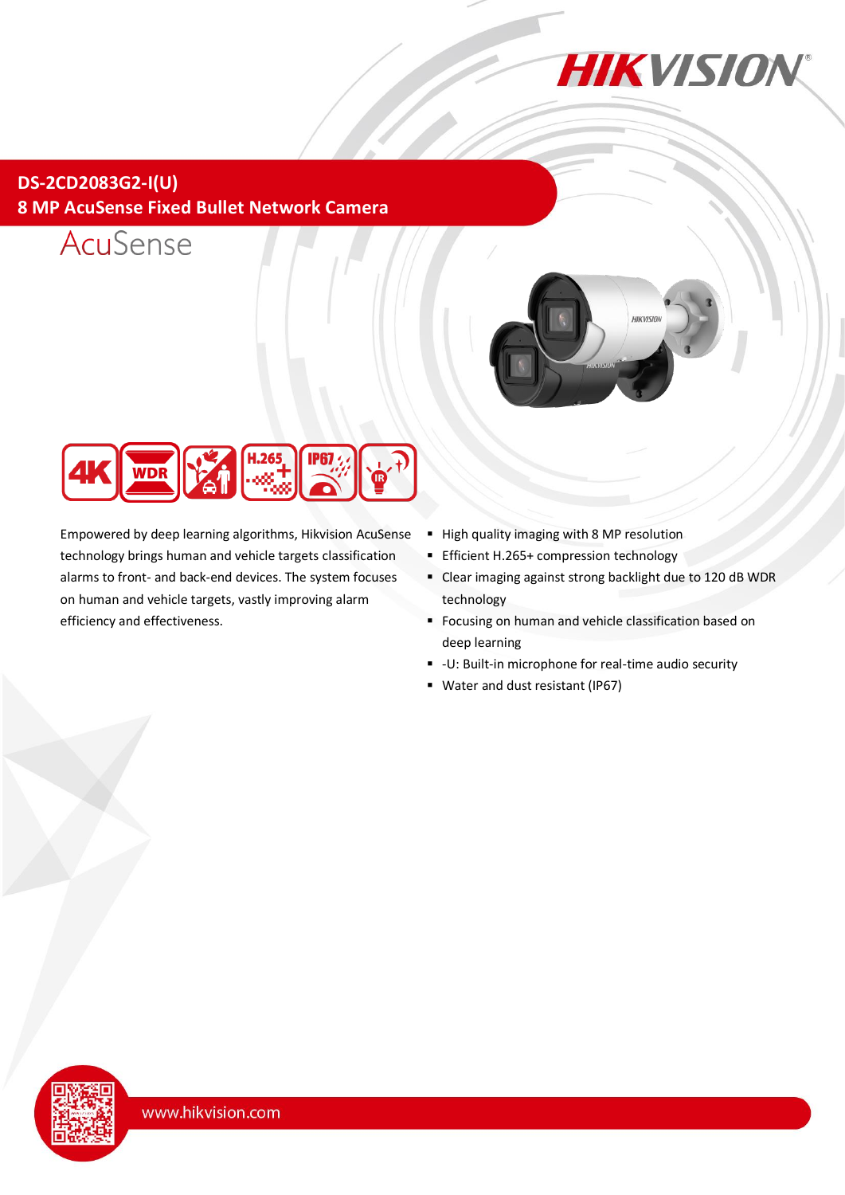# DS-2CD2083G2-I(U)

## 8 MP AcuSense Fixed Bullet Network Camera

AcuSense

Empowered by deep learning algorithms, Hikvision AcuSense technology brings human and vehicle targets classification alarms to front- and back-end devices. The system focuses on human and vehicle targets, vastly improving alarm efficiency and effectiveness.

- High quality imaging with 8 MP resolution
- Efficient H.265+ compression technology
- Clear imaging against strong backlight due to 120 dB WDR technology
- Focusing on human and vehicle classification based on deep learning
- -U: Built-in microphone for real-time audio security
- Water and dust resistant (IP67)

www.hikvision.com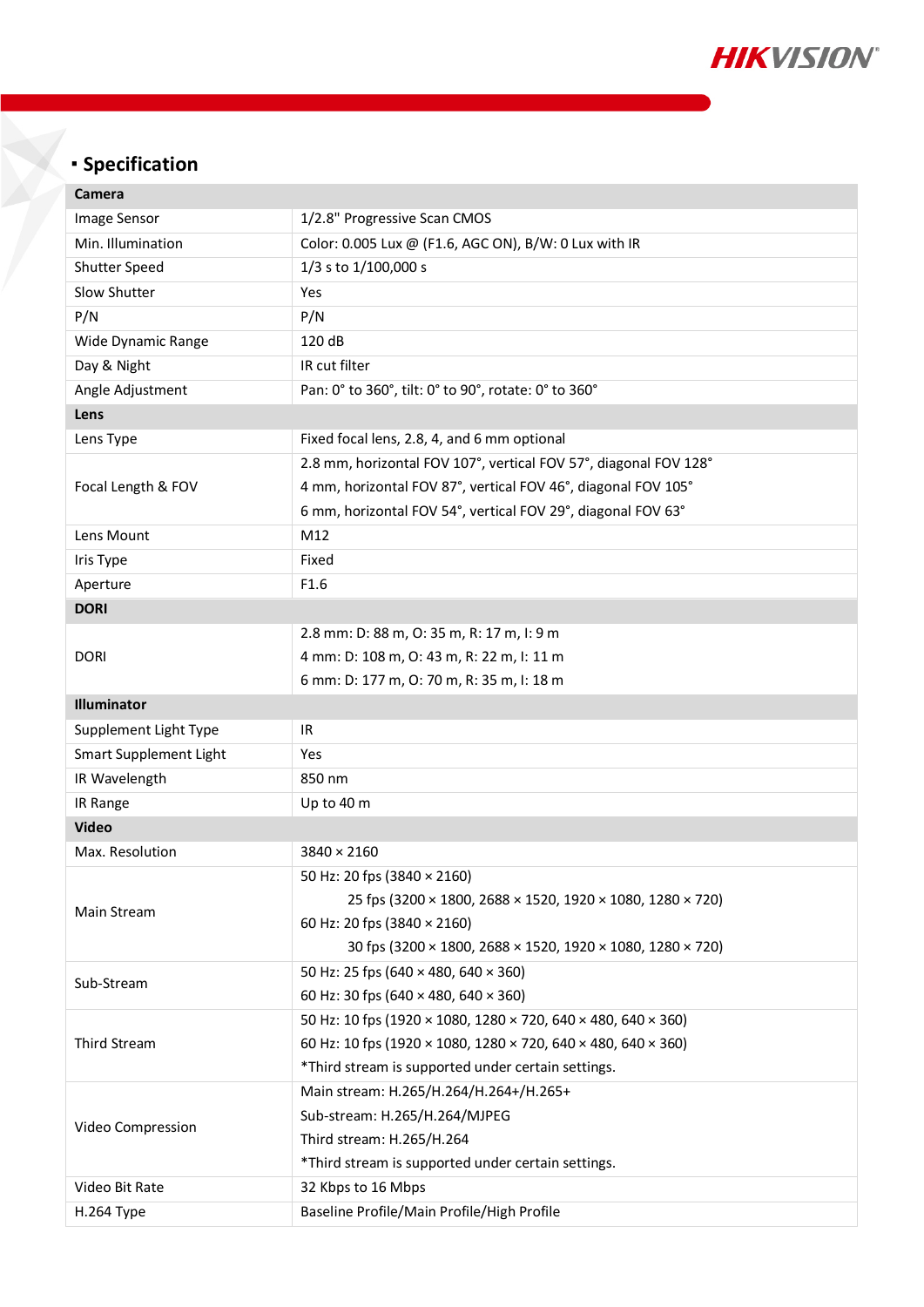## ▪ Specification

| Camera | |
|---|---|
| Image Sensor | 1/2.8" Progressive Scan CMOS |
| Min. Illumination | Color: 0.005 Lux @ (F1.6, AGC ON), B/W: 0 Lux with IR |
| Shutter Speed | 1/3 s to 1/100,000 s |
| Slow Shutter | Yes |
| P/N | P/N |
| Wide Dynamic Range | 120 dB |
| Day & Night | IR cut filter |
| Angle Adjustment | Pan: 0° to 360°, tilt: 0° to 90°, rotate: 0° to 360° |
| **Lens** | |
| Lens Type | Fixed focal lens, 2.8, 4, and 6 mm optional |
| Focal Length & FOV | 2.8 mm, horizontal FOV 107°, vertical FOV 57°, diagonal FOV 128°<br>4 mm, horizontal FOV 87°, vertical FOV 46°, diagonal FOV 105°<br>6 mm, horizontal FOV 54°, vertical FOV 29°, diagonal FOV 63° |
| Lens Mount | M12 |
| Iris Type | Fixed |
| Aperture | F1.6 |
| **DORI** | |
| DORI | 2.8 mm: D: 88 m, O: 35 m, R: 17 m, I: 9 m<br>4 mm: D: 108 m, O: 43 m, R: 22 m, I: 11 m<br>6 mm: D: 177 m, O: 70 m, R: 35 m, I: 18 m |
| **Illuminator** | |
| Supplement Light Type | IR |
| Smart Supplement Light | Yes |
| IR Wavelength | 850 nm |
| IR Range | Up to 40 m |
| **Video** | |
| Max. Resolution | 3840 × 2160 |
| Main Stream | 50 Hz: 20 fps (3840 × 2160)<br>25 fps (3200 × 1800, 2688 × 1520, 1920 × 1080, 1280 × 720)<br>60 Hz: 20 fps (3840 × 2160)<br>30 fps (3200 × 1800, 2688 × 1520, 1920 × 1080, 1280 × 720) |
| Sub-Stream | 50 Hz: 25 fps (640 × 480, 640 × 360)<br>60 Hz: 30 fps (640 × 480, 640 × 360) |
| Third Stream | 50 Hz: 10 fps (1920 × 1080, 1280 × 720, 640 × 480, 640 × 360)<br>60 Hz: 10 fps (1920 × 1080, 1280 × 720, 640 × 480, 640 × 360)<br>*Third stream is supported under certain settings. |
| Video Compression | Main stream: H.265/H.264/H.264+/H.265+<br>Sub-stream: H.265/H.264/MJPEG<br>Third stream: H.265/H.264<br>*Third stream is supported under certain settings. |
| Video Bit Rate | 32 Kbps to 16 Mbps |
| H.264 Type | Baseline Profile/Main Profile/High Profile |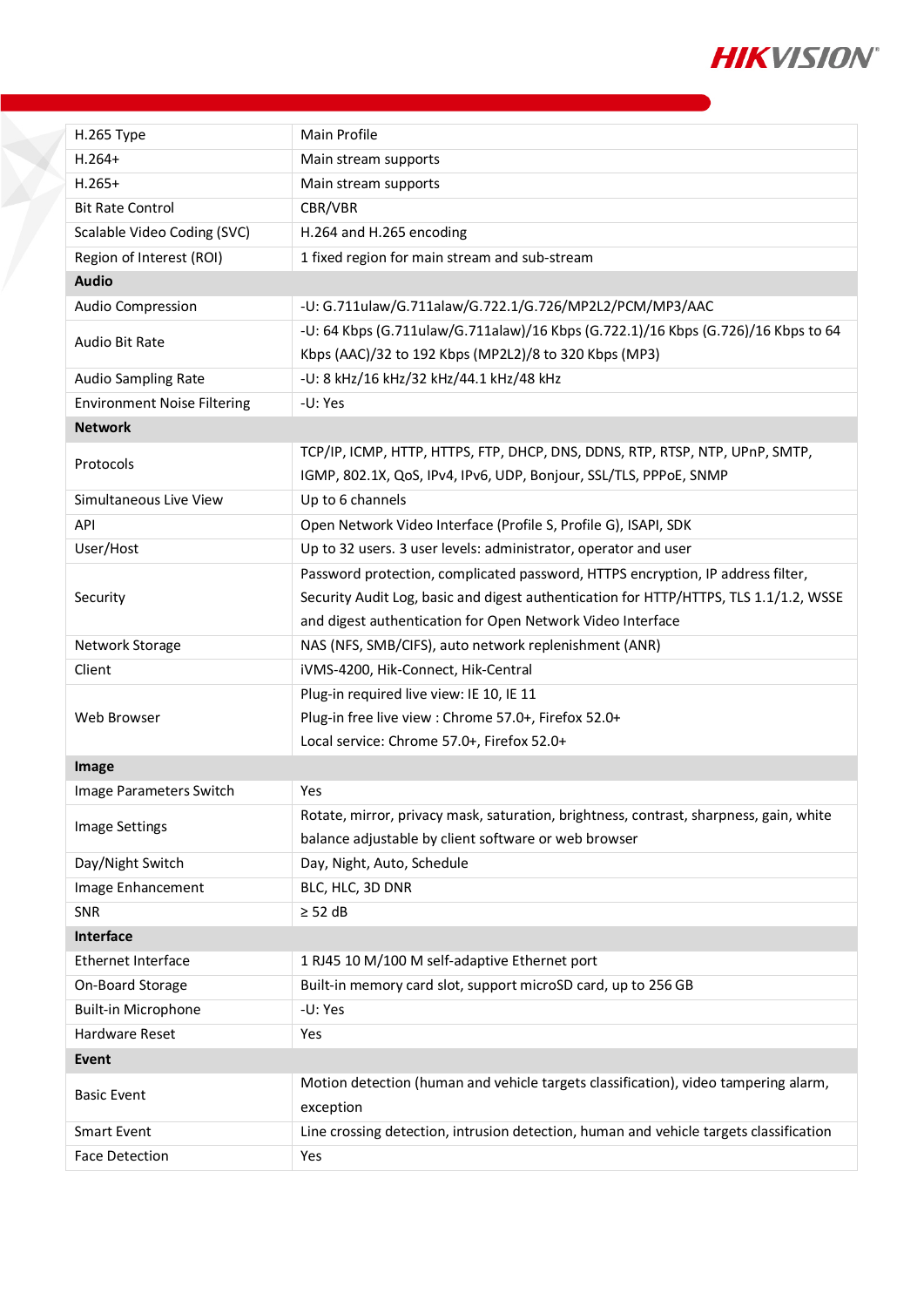| | |
|---|---|
| H.265 Type | Main Profile |
| H.264+ | Main stream supports |
| H.265+ | Main stream supports |
| Bit Rate Control | CBR/VBR |
| Scalable Video Coding (SVC) | H.264 and H.265 encoding |
| Region of Interest (ROI) | 1 fixed region for main stream and sub-stream |
| **Audio** | |
| Audio Compression | -U: G.711ulaw/G.711alaw/G.722.1/G.726/MP2L2/PCM/MP3/AAC |
| Audio Bit Rate | -U: 64 Kbps (G.711ulaw/G.711alaw)/16 Kbps (G.722.1)/16 Kbps (G.726)/16 Kbps to 64 Kbps (AAC)/32 to 192 Kbps (MP2L2)/8 to 320 Kbps (MP3) |
| Audio Sampling Rate | -U: 8 kHz/16 kHz/32 kHz/44.1 kHz/48 kHz |
| Environment Noise Filtering | -U: Yes |
| **Network** | |
| Protocols | TCP/IP, ICMP, HTTP, HTTPS, FTP, DHCP, DNS, DDNS, RTP, RTSP, NTP, UPnP, SMTP, IGMP, 802.1X, QoS, IPv4, IPv6, UDP, Bonjour, SSL/TLS, PPPoE, SNMP |
| Simultaneous Live View | Up to 6 channels |
| API | Open Network Video Interface (Profile S, Profile G), ISAPI, SDK |
| User/Host | Up to 32 users. 3 user levels: administrator, operator and user |
| Security | Password protection, complicated password, HTTPS encryption, IP address filter, Security Audit Log, basic and digest authentication for HTTP/HTTPS, TLS 1.1/1.2, WSSE and digest authentication for Open Network Video Interface |
| Network Storage | NAS (NFS, SMB/CIFS), auto network replenishment (ANR) |
| Client | iVMS-4200, Hik-Connect, Hik-Central |
| Web Browser | Plug-in required live view: IE 10, IE 11<br>Plug-in free live view : Chrome 57.0+, Firefox 52.0+<br>Local service: Chrome 57.0+, Firefox 52.0+ |
| **Image** | |
| Image Parameters Switch | Yes |
| Image Settings | Rotate, mirror, privacy mask, saturation, brightness, contrast, sharpness, gain, white balance adjustable by client software or web browser |
| Day/Night Switch | Day, Night, Auto, Schedule |
| Image Enhancement | BLC, HLC, 3D DNR |
| SNR | ≥ 52 dB |
| **Interface** | |
| Ethernet Interface | 1 RJ45 10 M/100 M self-adaptive Ethernet port |
| On-Board Storage | Built-in memory card slot, support microSD card, up to 256 GB |
| Built-in Microphone | -U: Yes |
| Hardware Reset | Yes |
| **Event** | |
| Basic Event | Motion detection (human and vehicle targets classification), video tampering alarm, exception |
| Smart Event | Line crossing detection, intrusion detection, human and vehicle targets classification |
| Face Detection | Yes |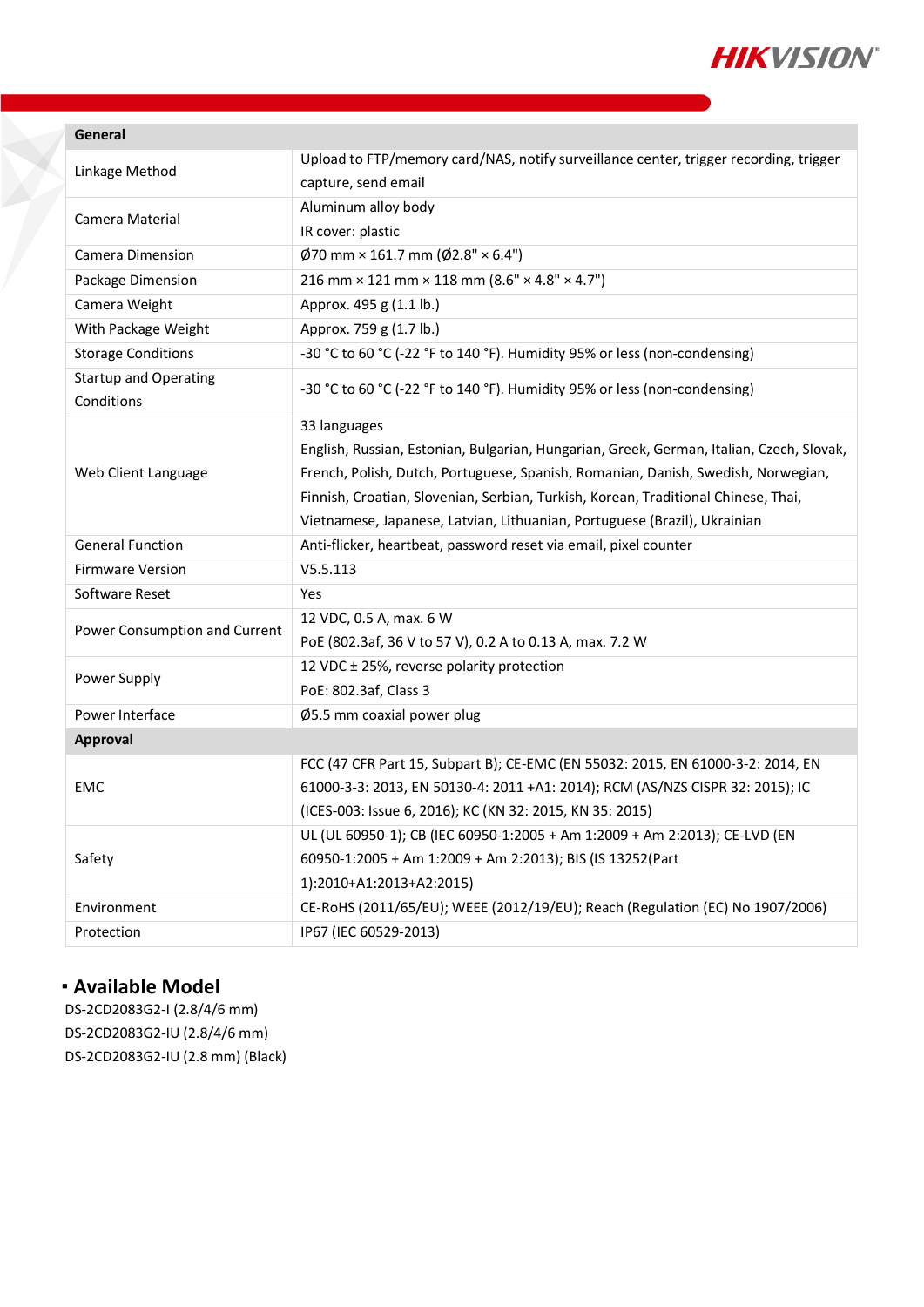| General | |
|---|---|
| Linkage Method | Upload to FTP/memory card/NAS, notify surveillance center, trigger recording, trigger capture, send email |
| Camera Material | Aluminum alloy body<br>IR cover: plastic |
| Camera Dimension | Ø70 mm × 161.7 mm (Ø2.8" × 6.4") |
| Package Dimension | 216 mm × 121 mm × 118 mm (8.6" × 4.8" × 4.7") |
| Camera Weight | Approx. 495 g (1.1 lb.) |
| With Package Weight | Approx. 759 g (1.7 lb.) |
| Storage Conditions | -30 °C to 60 °C (-22 °F to 140 °F). Humidity 95% or less (non-condensing) |
| Startup and Operating Conditions | -30 °C to 60 °C (-22 °F to 140 °F). Humidity 95% or less (non-condensing) |
| Web Client Language | 33 languages<br>English, Russian, Estonian, Bulgarian, Hungarian, Greek, German, Italian, Czech, Slovak, French, Polish, Dutch, Portuguese, Spanish, Romanian, Danish, Swedish, Norwegian, Finnish, Croatian, Slovenian, Serbian, Turkish, Korean, Traditional Chinese, Thai, Vietnamese, Japanese, Latvian, Lithuanian, Portuguese (Brazil), Ukrainian |
| General Function | Anti-flicker, heartbeat, password reset via email, pixel counter |
| Firmware Version | V5.5.113 |
| Software Reset | Yes |
| Power Consumption and Current | 12 VDC, 0.5 A, max. 6 W<br>PoE (802.3af, 36 V to 57 V), 0.2 A to 0.13 A, max. 7.2 W |
| Power Supply | 12 VDC ± 25%, reverse polarity protection<br>PoE: 802.3af, Class 3 |
| Power Interface | Ø5.5 mm coaxial power plug |
| **Approval** | |
| EMC | FCC (47 CFR Part 15, Subpart B); CE-EMC (EN 55032: 2015, EN 61000-3-2: 2014, EN 61000-3-3: 2013, EN 50130-4: 2011 +A1: 2014); RCM (AS/NZS CISPR 32: 2015); IC (ICES-003: Issue 6, 2016); KC (KN 32: 2015, KN 35: 2015) |
| Safety | UL (UL 60950-1); CB (IEC 60950-1:2005 + Am 1:2009 + Am 2:2013); CE-LVD (EN 60950-1:2005 + Am 1:2009 + Am 2:2013); BIS (IS 13252(Part 1):2010+A1:2013+A2:2015) |
| Environment | CE-RoHS (2011/65/EU); WEEE (2012/19/EU); Reach (Regulation (EC) No 1907/2006) |
| Protection | IP67 (IEC 60529-2013) |

## ▪ Available Model

DS-2CD2083G2-I (2.8/4/6 mm)
DS-2CD2083G2-IU (2.8/4/6 mm)
DS-2CD2083G2-IU (2.8 mm) (Black)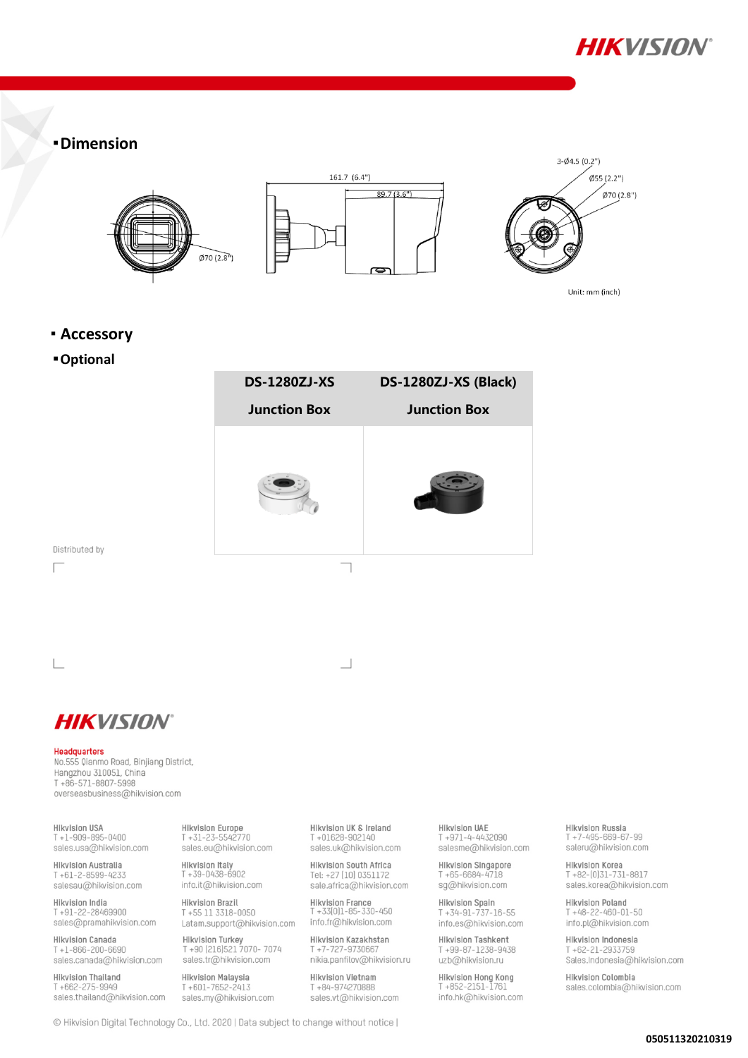## Dimension

161.7 (6.4")
89.7 (3.6")
Ø70 (2.8")
3-Ø4.5 (0.2")
Ø55 (2.2")
Ø70 (2.8")

Unit: mm (inch)

## Accessory

## Optional

| DS-1280ZJ-XS Junction Box | DS-1280ZJ-XS (Black) Junction Box |
|---|---|

Distributed by

**HIKVISION**

**Headquarters**
No.555 Qianmo Road, Binjiang District,
Hangzhou 310051, China
T +86-571-8807-5998
overseasbusiness@hikvision.com

**Hikvision USA**
T +1-909-895-0400
sales.usa@hikvision.com

**Hikvision Europe**
T +31-23-5542770
sales.eu@hikvision.com

**Hikvision UK & Ireland**
T +01628-902140
sales.uk@hikvision.com

**Hikvision UAE**
T +971-4-4432090
salesme@hikvision.com

**Hikvision Russia**
T +7-495-669-67-99
saleru@hikvision.com

**Hikvision Australia**
T +61-2-8599-4233
salesau@hikvision.com

**Hikvision Italy**
T +39-0438-6902
info.it@hikvision.com

**Hikvision South Africa**
Tel: +27 (10) 0351172
sale.africa@hikvision.com

**Hikvision Singapore**
T +65-6684-4718
sg@hikvision.com

**Hikvision Korea**
T +82-(0)31-731-8817
sales.korea@hikvision.com

**Hikvision India**
T +91-22-28469900
sales@pramahikvision.com

**Hikvision Brazil**
T +55 11 3318-0050
Latam.support@hikvision.com

**Hikvision France**
T +33(0)1-85-330-450
info.fr@hikvision.com

**Hikvision Spain**
T +34-91-737-16-55
info.es@hikvision.com

**Hikvision Poland**
T +48-22-460-01-50
info.pl@hikvision.com

**Hikvision Canada**
T +1-866-200-6690
sales.canada@hikvision.com

**Hikvision Turkey**
T +90 (216)521 7070- 7074
sales.tr@hikvision.com

**Hikvision Kazakhstan**
T +7-727-9730667
nikia.panfilov@hikvision.ru

**Hikvision Tashkent**
T +99-87-1238-9438
uzb@hikvision.ru

**Hikvision Indonesia**
T +62-21-2933759
Sales.Indonesia@hikvision.com

**Hikvision Thailand**
T +662-275-9949
sales.thailand@hikvision.com

**Hikvision Malaysia**
T +601-7652-2413
sales.my@hikvision.com

**Hikvision Vietnam**
T +84-974270888
sales.vt@hikvision.com

**Hikvision Hong Kong**
T +852-2151-1761
info.hk@hikvision.com

**Hikvision Colombia**
sales.colombia@hikvision.com

© Hikvision Digital Technology Co., Ltd. 2020 | Data subject to change without notice |

**050511320210319**